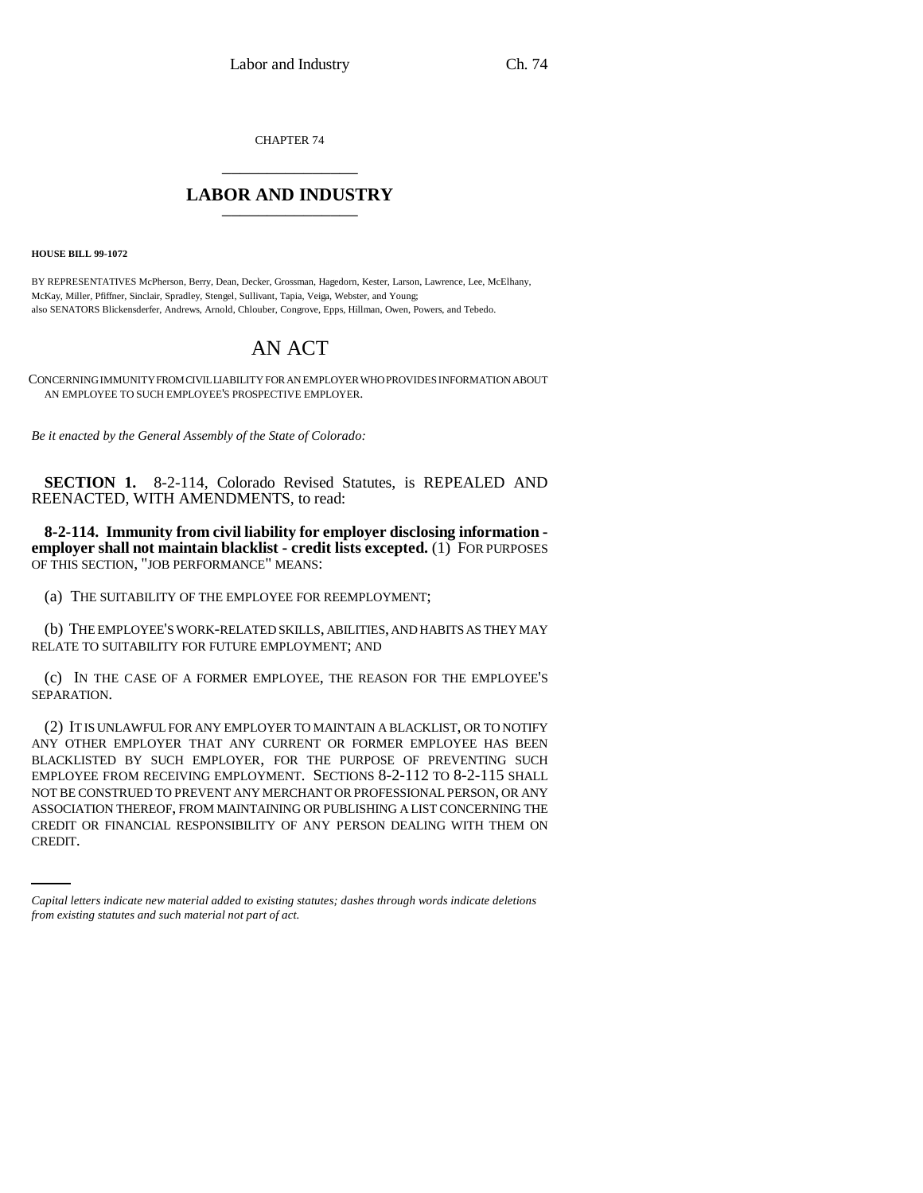CHAPTER 74

# LABOR AND INDUSTRY

**HOUSE BILL 99-1072**

BY REPRESENTATIVES McPherson, Berry, Dean, Decker, Grossman, Hagedorn, Kester, Larson, Lawrence, Lee, McElhany, McKay, Miller, Pfiffner, Sinclair, Spradley, Stengel, Sullivant, Tapia, Veiga, Webster, and Young;
also SENATORS Blickensderfer, Andrews, Arnold, Chlouber, Congrove, Epps, Hillman, Owen, Powers, and Tebedo.

# AN ACT

CONCERNING IMMUNITY FROM CIVIL LIABILITY FOR AN EMPLOYER WHO PROVIDES INFORMATION ABOUT AN EMPLOYEE TO SUCH EMPLOYEE'S PROSPECTIVE EMPLOYER.

*Be it enacted by the General Assembly of the State of Colorado:*

**SECTION 1.** 8-2-114, Colorado Revised Statutes, is REPEALED AND REENACTED, WITH AMENDMENTS, to read:

**8-2-114. Immunity from civil liability for employer disclosing information - employer shall not maintain blacklist - credit lists excepted.** (1) FOR PURPOSES OF THIS SECTION, "JOB PERFORMANCE" MEANS:

(a) THE SUITABILITY OF THE EMPLOYEE FOR REEMPLOYMENT;

(b) THE EMPLOYEE'S WORK-RELATED SKILLS, ABILITIES, AND HABITS AS THEY MAY RELATE TO SUITABILITY FOR FUTURE EMPLOYMENT; AND

(c) IN THE CASE OF A FORMER EMPLOYEE, THE REASON FOR THE EMPLOYEE'S SEPARATION.

(2) IT IS UNLAWFUL FOR ANY EMPLOYER TO MAINTAIN A BLACKLIST, OR TO NOTIFY ANY OTHER EMPLOYER THAT ANY CURRENT OR FORMER EMPLOYEE HAS BEEN BLACKLISTED BY SUCH EMPLOYER, FOR THE PURPOSE OF PREVENTING SUCH EMPLOYEE FROM RECEIVING EMPLOYMENT. SECTIONS 8-2-112 TO 8-2-115 SHALL NOT BE CONSTRUED TO PREVENT ANY MERCHANT OR PROFESSIONAL PERSON, OR ANY ASSOCIATION THEREOF, FROM MAINTAINING OR PUBLISHING A LIST CONCERNING THE CREDIT OR FINANCIAL RESPONSIBILITY OF ANY PERSON DEALING WITH THEM ON CREDIT.

---

*Capital letters indicate new material added to existing statutes; dashes through words indicate deletions from existing statutes and such material not part of act.*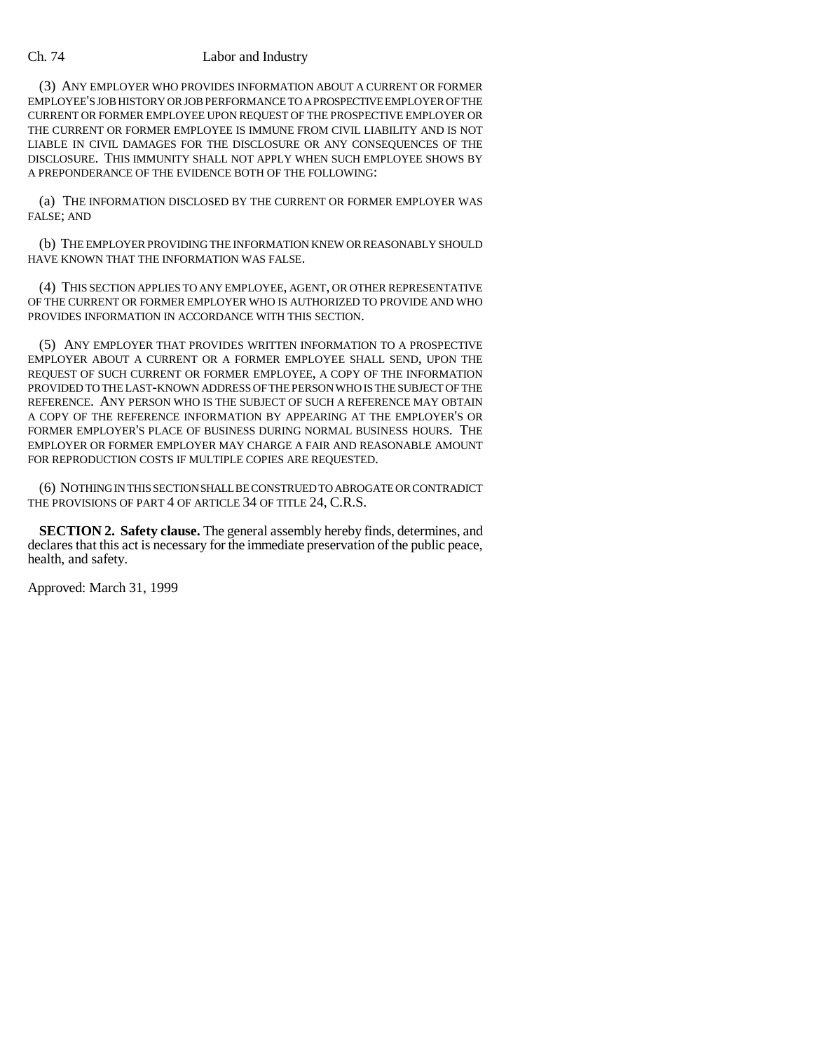(3) ANY EMPLOYER WHO PROVIDES INFORMATION ABOUT A CURRENT OR FORMER EMPLOYEE'S JOB HISTORY OR JOB PERFORMANCE TO A PROSPECTIVE EMPLOYER OF THE CURRENT OR FORMER EMPLOYEE UPON REQUEST OF THE PROSPECTIVE EMPLOYER OR THE CURRENT OR FORMER EMPLOYEE IS IMMUNE FROM CIVIL LIABILITY AND IS NOT LIABLE IN CIVIL DAMAGES FOR THE DISCLOSURE OR ANY CONSEQUENCES OF THE DISCLOSURE. THIS IMMUNITY SHALL NOT APPLY WHEN SUCH EMPLOYEE SHOWS BY A PREPONDERANCE OF THE EVIDENCE BOTH OF THE FOLLOWING:

(a) THE INFORMATION DISCLOSED BY THE CURRENT OR FORMER EMPLOYER WAS FALSE; AND

(b) THE EMPLOYER PROVIDING THE INFORMATION KNEW OR REASONABLY SHOULD HAVE KNOWN THAT THE INFORMATION WAS FALSE.

(4) THIS SECTION APPLIES TO ANY EMPLOYEE, AGENT, OR OTHER REPRESENTATIVE OF THE CURRENT OR FORMER EMPLOYER WHO IS AUTHORIZED TO PROVIDE AND WHO PROVIDES INFORMATION IN ACCORDANCE WITH THIS SECTION.

(5) ANY EMPLOYER THAT PROVIDES WRITTEN INFORMATION TO A PROSPECTIVE EMPLOYER ABOUT A CURRENT OR A FORMER EMPLOYEE SHALL SEND, UPON THE REQUEST OF SUCH CURRENT OR FORMER EMPLOYEE, A COPY OF THE INFORMATION PROVIDED TO THE LAST-KNOWN ADDRESS OF THE PERSON WHO IS THE SUBJECT OF THE REFERENCE. ANY PERSON WHO IS THE SUBJECT OF SUCH A REFERENCE MAY OBTAIN A COPY OF THE REFERENCE INFORMATION BY APPEARING AT THE EMPLOYER'S OR FORMER EMPLOYER'S PLACE OF BUSINESS DURING NORMAL BUSINESS HOURS. THE EMPLOYER OR FORMER EMPLOYER MAY CHARGE A FAIR AND REASONABLE AMOUNT FOR REPRODUCTION COSTS IF MULTIPLE COPIES ARE REQUESTED.

(6) NOTHING IN THIS SECTION SHALL BE CONSTRUED TO ABROGATE OR CONTRADICT THE PROVISIONS OF PART 4 OF ARTICLE 34 OF TITLE 24, C.R.S.

**SECTION 2. Safety clause.** The general assembly hereby finds, determines, and declares that this act is necessary for the immediate preservation of the public peace, health, and safety.

Approved: March 31, 1999